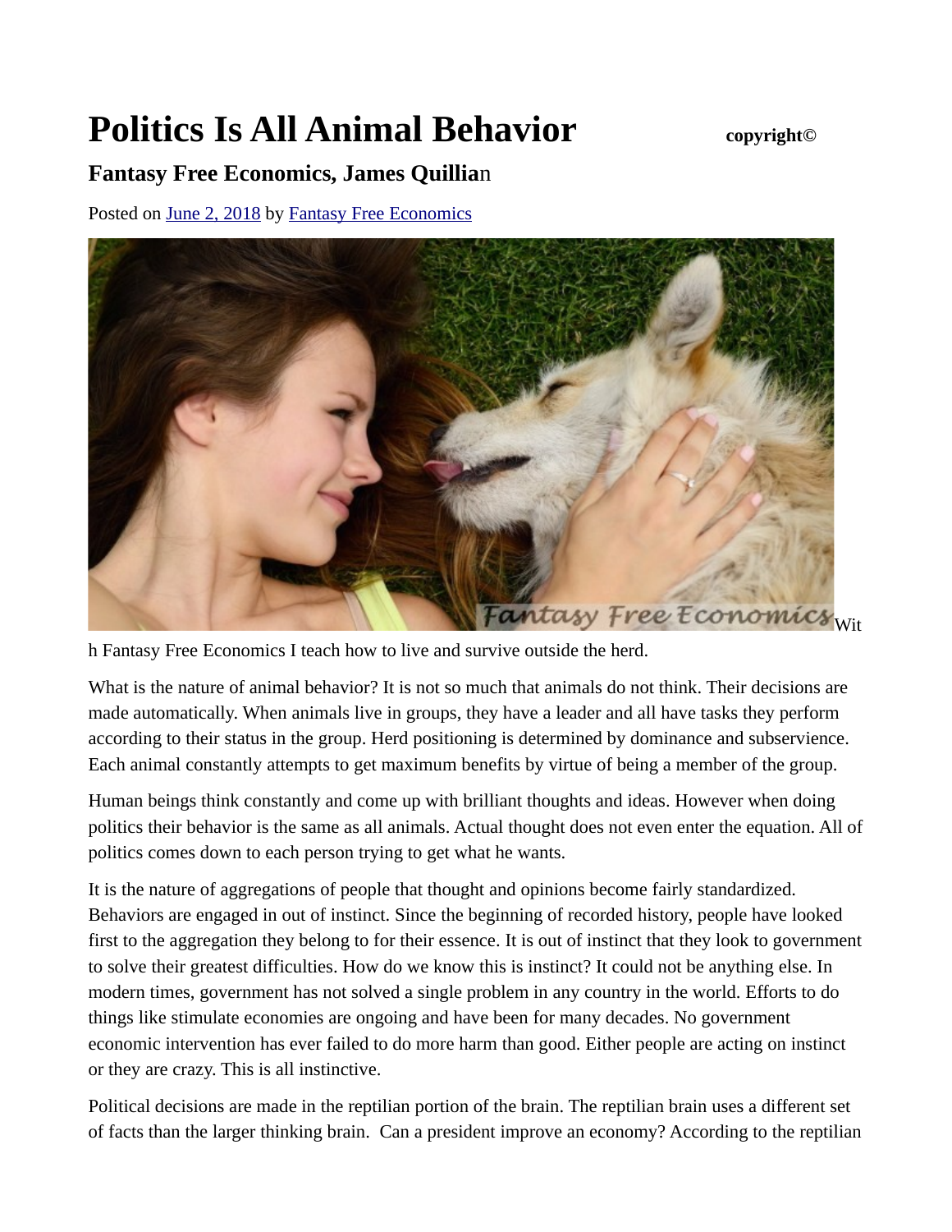# Politics Is All Animal Behavior **copyright©**

### Fantasy Free Economics, James Quillian

Posted on June 2, 2018 by Fantasy Free Economics

With Fantasy Free Economics I teach how to live and survive outside the herd.

What is the nature of animal behavior? It is not so much that animals do not think. Their decisions are made automatically. When animals live in groups, they have a leader and all have tasks they perform according to their status in the group. Herd positioning is determined by dominance and subservience. Each animal constantly attempts to get maximum benefits by virtue of being a member of the group.

Human beings think constantly and come up with brilliant thoughts and ideas. However when doing politics their behavior is the same as all animals. Actual thought does not even enter the equation. All of politics comes down to each person trying to get what he wants.

It is the nature of aggregations of people that thought and opinions become fairly standardized. Behaviors are engaged in out of instinct. Since the beginning of recorded history, people have looked first to the aggregation they belong to for their essence. It is out of instinct that they look to government to solve their greatest difficulties. How do we know this is instinct? It could not be anything else. In modern times, government has not solved a single problem in any country in the world. Efforts to do things like stimulate economies are ongoing and have been for many decades. No government economic intervention has ever failed to do more harm than good. Either people are acting on instinct or they are crazy. This is all instinctive.

Political decisions are made in the reptilian portion of the brain. The reptilian brain uses a different set of facts than the larger thinking brain. Can a president improve an economy? According to the reptilian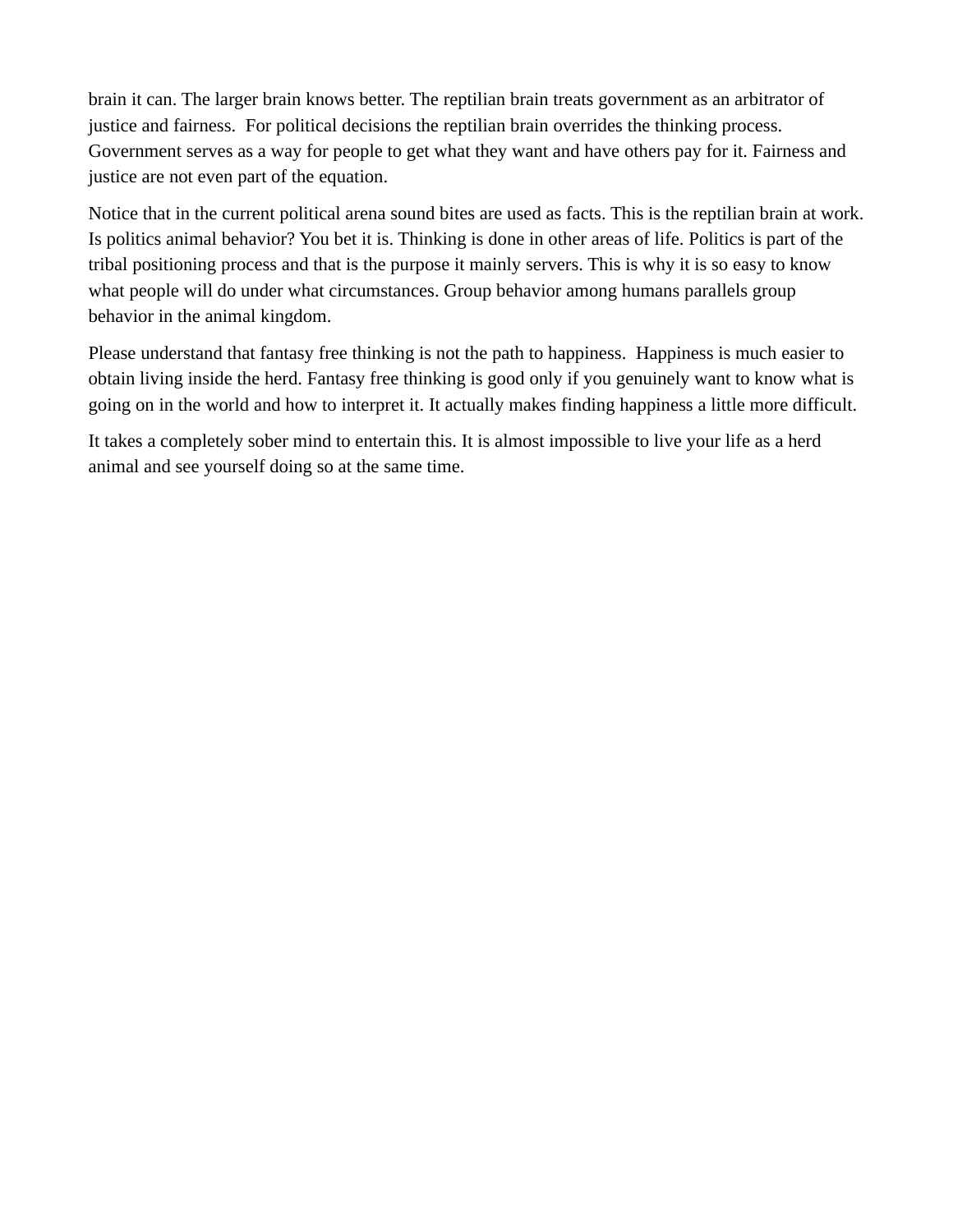brain it can. The larger brain knows better. The reptilian brain treats government as an arbitrator of justice and fairness. For political decisions the reptilian brain overrides the thinking process. Government serves as a way for people to get what they want and have others pay for it. Fairness and justice are not even part of the equation.

Notice that in the current political arena sound bites are used as facts. This is the reptilian brain at work. Is politics animal behavior? You bet it is. Thinking is done in other areas of life. Politics is part of the tribal positioning process and that is the purpose it mainly servers. This is why it is so easy to know what people will do under what circumstances. Group behavior among humans parallels group behavior in the animal kingdom.

Please understand that fantasy free thinking is not the path to happiness. Happiness is much easier to obtain living inside the herd. Fantasy free thinking is good only if you genuinely want to know what is going on in the world and how to interpret it. It actually makes finding happiness a little more difficult.

It takes a completely sober mind to entertain this. It is almost impossible to live your life as a herd animal and see yourself doing so at the same time.